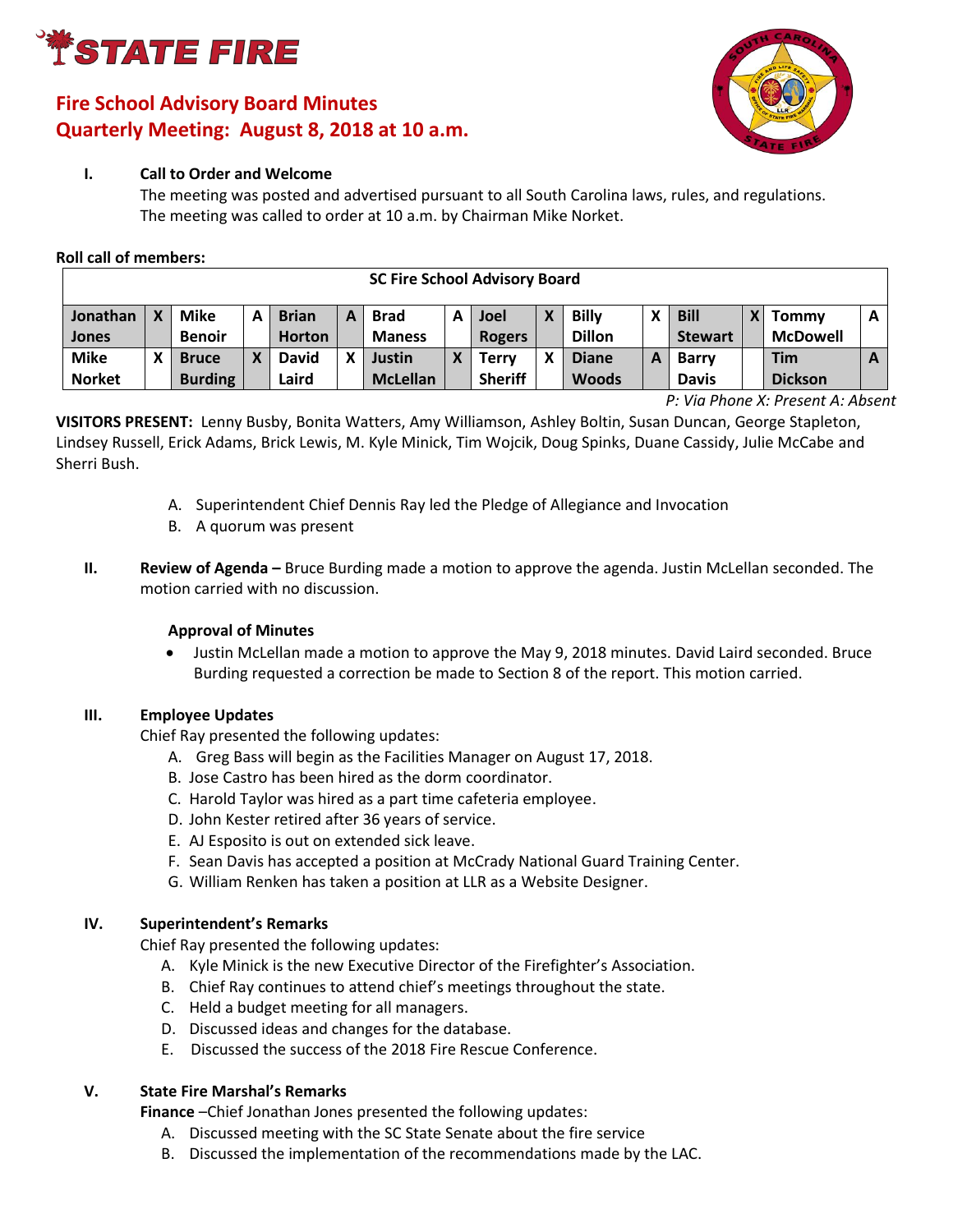# STATE FIRE

## Fire School Advisory Board Minutes
## Quarterly Meeting: August 8, 2018 at 10 a.m.

**I. Call to Order and Welcome**

The meeting was posted and advertised pursuant to all South Carolina laws, rules, and regulations. The meeting was called to order at 10 a.m. by Chairman Mike Norket.

**Roll call of members:**

| SC Fire School Advisory Board | | | | | | | | | | | | | | | |
|---|---|---|---|---|---|---|---|---|---|---|---|---|---|---|---|
| **Jonathan Jones** | X | **Mike Benoir** | A | **Brian Horton** | A | **Brad Maness** | A | **Joel Rogers** | X | **Billy Dillon** | X | **Bill Stewart** | X | **Tommy McDowell** | A |
| **Mike Norket** | X | **Bruce Burding** | X | **David Laird** | X | **Justin McLellan** | X | **Terry Sheriff** | X | **Diane Woods** | A | **Barry Davis** | | **Tim Dickson** | A |

*P: Via Phone X: Present A: Absent*

**VISITORS PRESENT:** Lenny Busby, Bonita Watters, Amy Williamson, Ashley Boltin, Susan Duncan, George Stapleton, Lindsey Russell, Erick Adams, Brick Lewis, M. Kyle Minick, Tim Wojcik, Doug Spinks, Duane Cassidy, Julie McCabe and Sherri Bush.

A. Superintendent Chief Dennis Ray led the Pledge of Allegiance and Invocation
B. A quorum was present

**II. Review of Agenda –** Bruce Burding made a motion to approve the agenda. Justin McLellan seconded. The motion carried with no discussion.

**Approval of Minutes**

- Justin McLellan made a motion to approve the May 9, 2018 minutes. David Laird seconded. Bruce Burding requested a correction be made to Section 8 of the report. This motion carried.

**III. Employee Updates**

Chief Ray presented the following updates:

A. Greg Bass will begin as the Facilities Manager on August 17, 2018.
B. Jose Castro has been hired as the dorm coordinator.
C. Harold Taylor was hired as a part time cafeteria employee.
D. John Kester retired after 36 years of service.
E. AJ Esposito is out on extended sick leave.
F. Sean Davis has accepted a position at McCrady National Guard Training Center.
G. William Renken has taken a position at LLR as a Website Designer.

**IV. Superintendent's Remarks**

Chief Ray presented the following updates:

A. Kyle Minick is the new Executive Director of the Firefighter's Association.
B. Chief Ray continues to attend chief's meetings throughout the state.
C. Held a budget meeting for all managers.
D. Discussed ideas and changes for the database.
E. Discussed the success of the 2018 Fire Rescue Conference.

**V. State Fire Marshal's Remarks**

**Finance** –Chief Jonathan Jones presented the following updates:

A. Discussed meeting with the SC State Senate about the fire service
B. Discussed the implementation of the recommendations made by the LAC.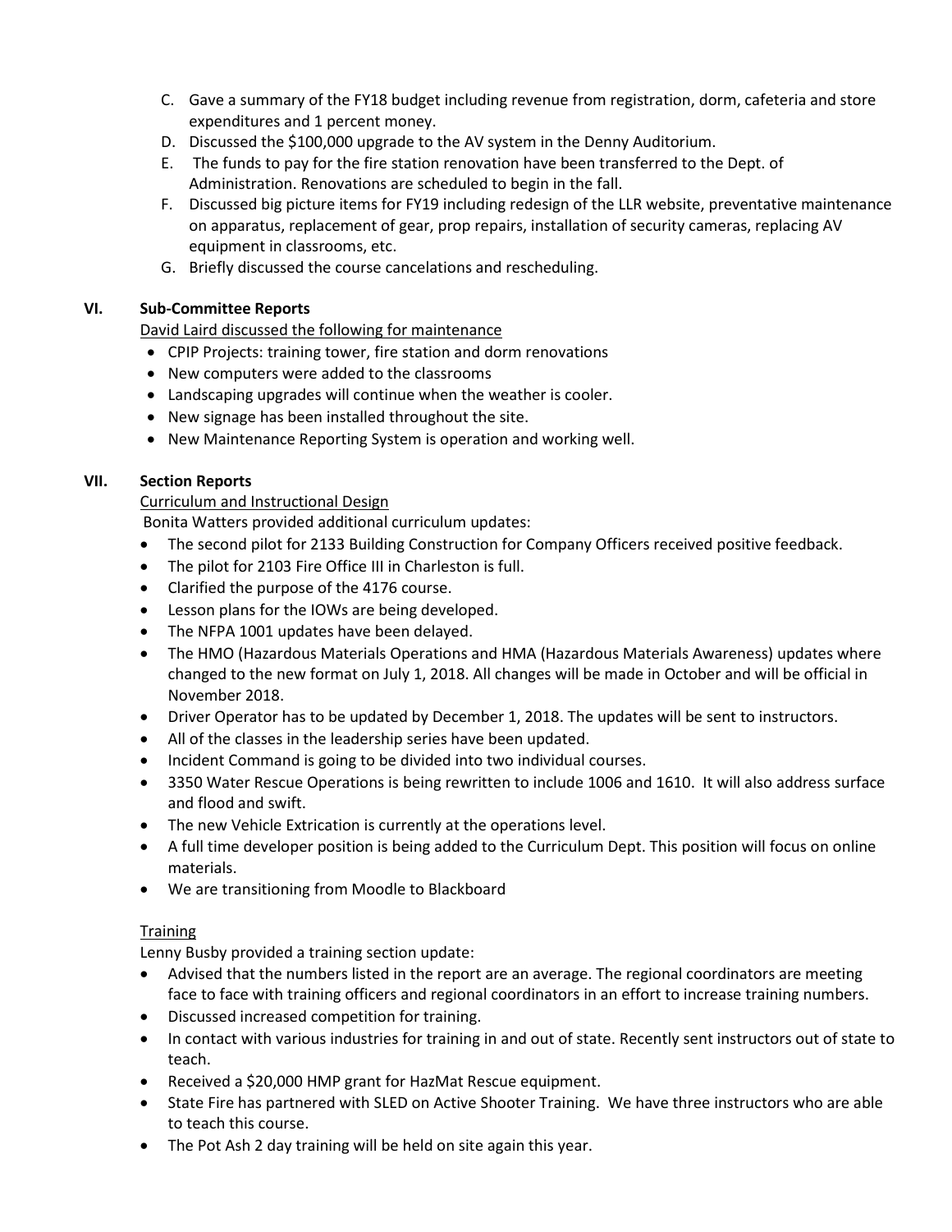C. Gave a summary of the FY18 budget including revenue from registration, dorm, cafeteria and store expenditures and 1 percent money.
D. Discussed the $100,000 upgrade to the AV system in the Denny Auditorium.
E. The funds to pay for the fire station renovation have been transferred to the Dept. of Administration. Renovations are scheduled to begin in the fall.
F. Discussed big picture items for FY19 including redesign of the LLR website, preventative maintenance on apparatus, replacement of gear, prop repairs, installation of security cameras, replacing AV equipment in classrooms, etc.
G. Briefly discussed the course cancelations and rescheduling.

## VI. Sub-Committee Reports

David Laird discussed the following for maintenance

- CPIP Projects: training tower, fire station and dorm renovations
- New computers were added to the classrooms
- Landscaping upgrades will continue when the weather is cooler.
- New signage has been installed throughout the site.
- New Maintenance Reporting System is operation and working well.

## VII. Section Reports

Curriculum and Instructional Design

Bonita Watters provided additional curriculum updates:

- The second pilot for 2133 Building Construction for Company Officers received positive feedback.
- The pilot for 2103 Fire Office III in Charleston is full.
- Clarified the purpose of the 4176 course.
- Lesson plans for the IOWs are being developed.
- The NFPA 1001 updates have been delayed.
- The HMO (Hazardous Materials Operations and HMA (Hazardous Materials Awareness) updates where changed to the new format on July 1, 2018. All changes will be made in October and will be official in November 2018.
- Driver Operator has to be updated by December 1, 2018. The updates will be sent to instructors.
- All of the classes in the leadership series have been updated.
- Incident Command is going to be divided into two individual courses.
- 3350 Water Rescue Operations is being rewritten to include 1006 and 1610. It will also address surface and flood and swift.
- The new Vehicle Extrication is currently at the operations level.
- A full time developer position is being added to the Curriculum Dept. This position will focus on online materials.
- We are transitioning from Moodle to Blackboard

Training

Lenny Busby provided a training section update:

- Advised that the numbers listed in the report are an average. The regional coordinators are meeting face to face with training officers and regional coordinators in an effort to increase training numbers.
- Discussed increased competition for training.
- In contact with various industries for training in and out of state. Recently sent instructors out of state to teach.
- Received a $20,000 HMP grant for HazMat Rescue equipment.
- State Fire has partnered with SLED on Active Shooter Training. We have three instructors who are able to teach this course.
- The Pot Ash 2 day training will be held on site again this year.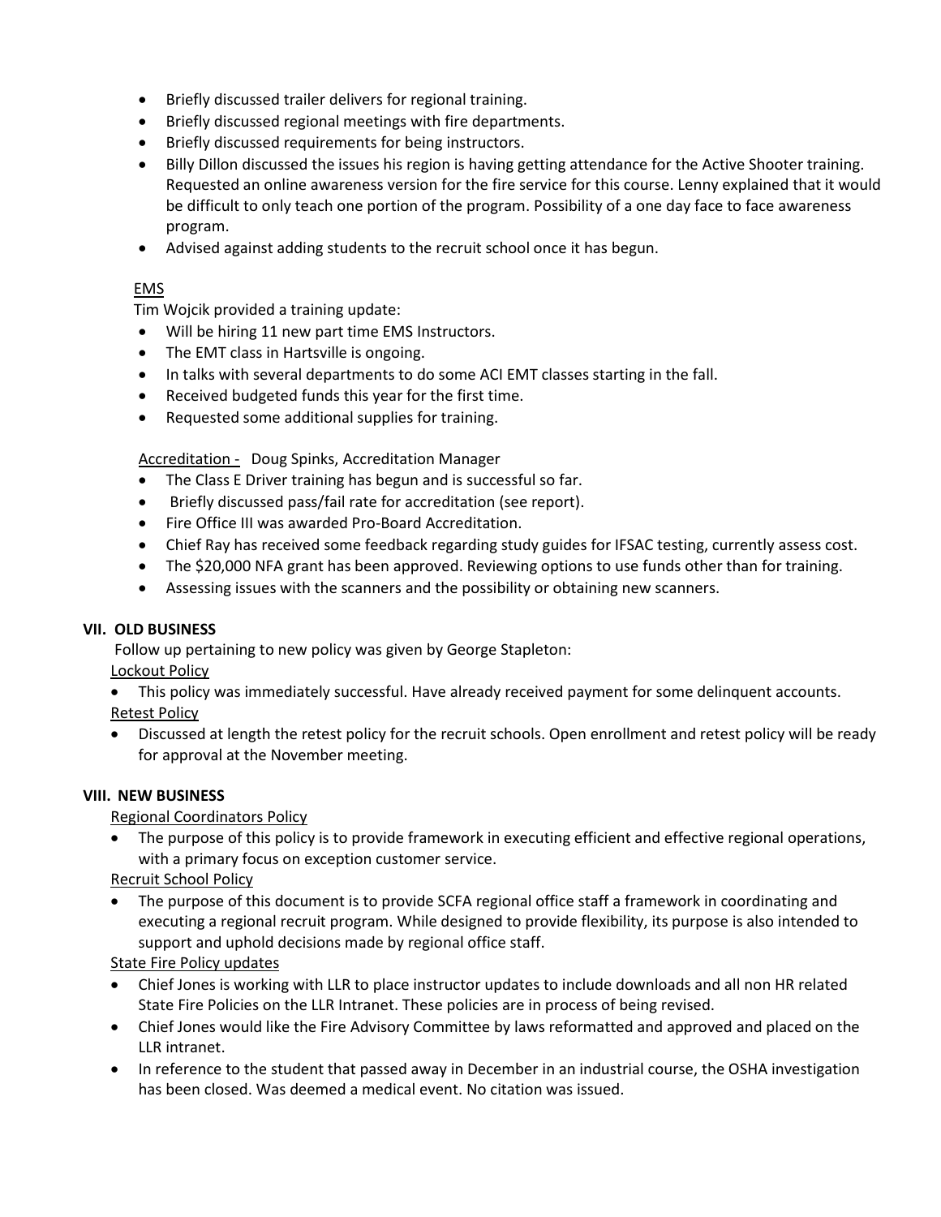- Briefly discussed trailer delivers for regional training.
- Briefly discussed regional meetings with fire departments.
- Briefly discussed requirements for being instructors.
- Billy Dillon discussed the issues his region is having getting attendance for the Active Shooter training. Requested an online awareness version for the fire service for this course. Lenny explained that it would be difficult to only teach one portion of the program. Possibility of a one day face to face awareness program.
- Advised against adding students to the recruit school once it has begun.

EMS

Tim Wojcik provided a training update:

- Will be hiring 11 new part time EMS Instructors.
- The EMT class in Hartsville is ongoing.
- In talks with several departments to do some ACI EMT classes starting in the fall.
- Received budgeted funds this year for the first time.
- Requested some additional supplies for training.

Accreditation - Doug Spinks, Accreditation Manager

- The Class E Driver training has begun and is successful so far.
- Briefly discussed pass/fail rate for accreditation (see report).
- Fire Office III was awarded Pro-Board Accreditation.
- Chief Ray has received some feedback regarding study guides for IFSAC testing, currently assess cost.
- The $20,000 NFA grant has been approved. Reviewing options to use funds other than for training.
- Assessing issues with the scanners and the possibility or obtaining new scanners.

## VII. OLD BUSINESS

Follow up pertaining to new policy was given by George Stapleton:

Lockout Policy

- This policy was immediately successful. Have already received payment for some delinquent accounts.

Retest Policy

- Discussed at length the retest policy for the recruit schools. Open enrollment and retest policy will be ready for approval at the November meeting.

## VIII. NEW BUSINESS

Regional Coordinators Policy

- The purpose of this policy is to provide framework in executing efficient and effective regional operations, with a primary focus on exception customer service.

Recruit School Policy

- The purpose of this document is to provide SCFA regional office staff a framework in coordinating and executing a regional recruit program. While designed to provide flexibility, its purpose is also intended to support and uphold decisions made by regional office staff.

State Fire Policy updates

- Chief Jones is working with LLR to place instructor updates to include downloads and all non HR related State Fire Policies on the LLR Intranet. These policies are in process of being revised.
- Chief Jones would like the Fire Advisory Committee by laws reformatted and approved and placed on the LLR intranet.
- In reference to the student that passed away in December in an industrial course, the OSHA investigation has been closed. Was deemed a medical event. No citation was issued.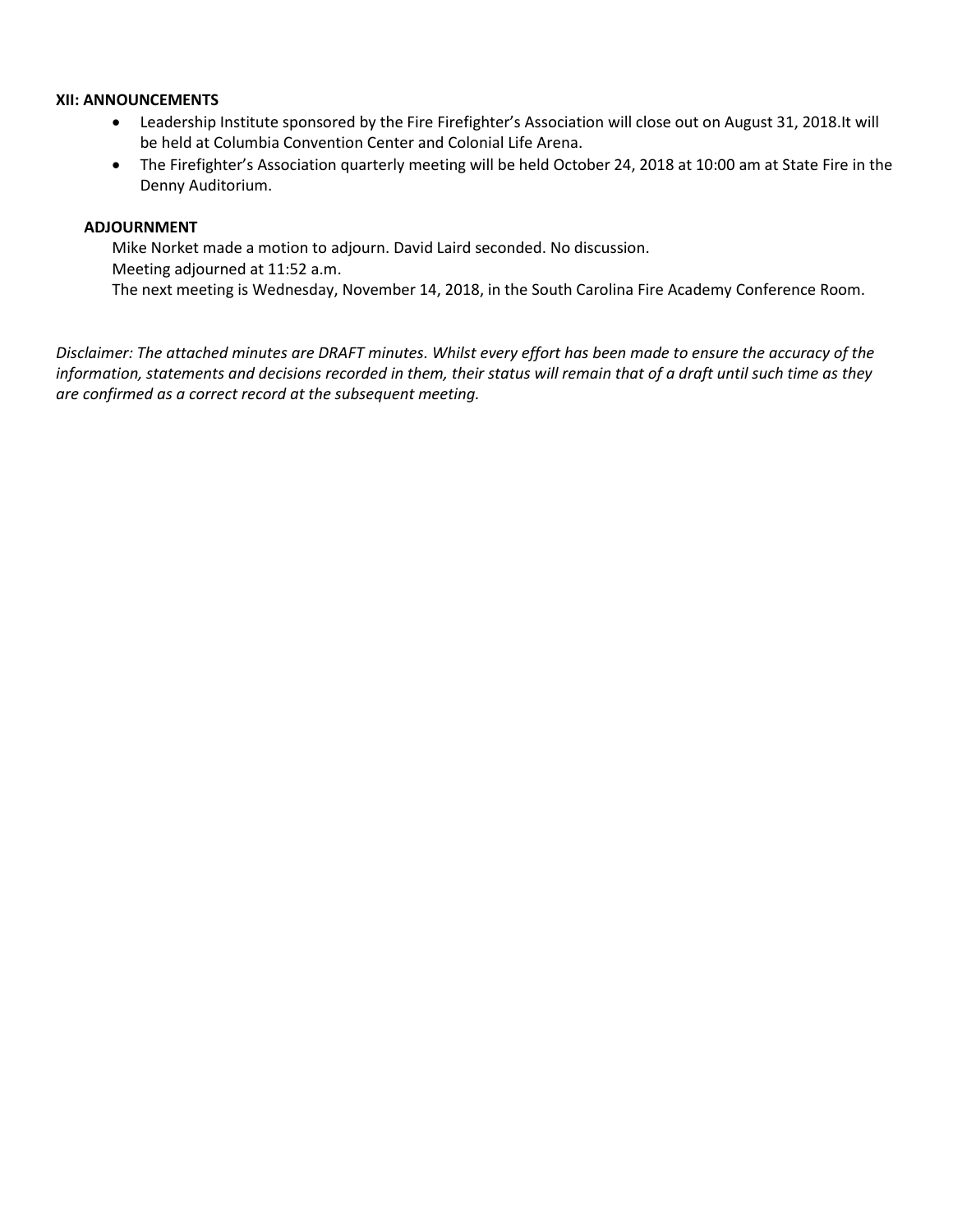**XII: ANNOUNCEMENTS**

- Leadership Institute sponsored by the Fire Firefighter's Association will close out on August 31, 2018.It will be held at Columbia Convention Center and Colonial Life Arena.
- The Firefighter's Association quarterly meeting will be held October 24, 2018 at 10:00 am at State Fire in the Denny Auditorium.

**ADJOURNMENT**

Mike Norket made a motion to adjourn. David Laird seconded. No discussion.
Meeting adjourned at 11:52 a.m.
The next meeting is Wednesday, November 14, 2018, in the South Carolina Fire Academy Conference Room.

*Disclaimer: The attached minutes are DRAFT minutes. Whilst every effort has been made to ensure the accuracy of the information, statements and decisions recorded in them, their status will remain that of a draft until such time as they are confirmed as a correct record at the subsequent meeting.*